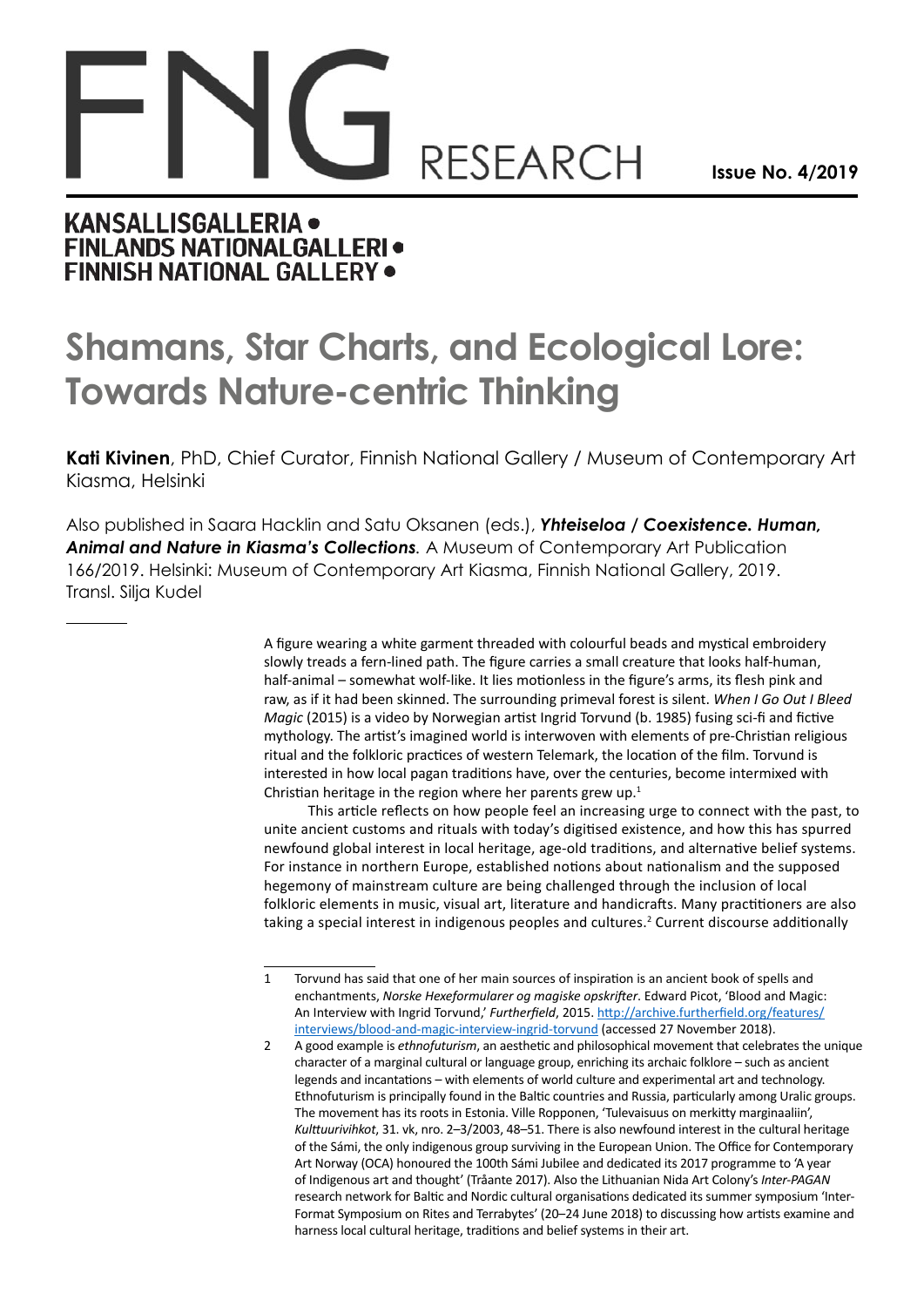# FNG RESEARCH

**Issue No. 4/2019**

**KANSALLISGALLERIA • FINLANDS NATIONALGALLERI • FINNISH NATIONAL GALLERY •**

# Shamans, Star Charts, and Ecological Lore: Towards Nature-centric Thinking

**Kati Kivinen**, PhD, Chief Curator, Finnish National Gallery / Museum of Contemporary Art Kiasma, Helsinki

Also published in Saara Hacklin and Satu Oksanen (eds.), ***Yhteiseloa / Coexistence. Human, Animal and Nature in Kiasma's Collections.*** A Museum of Contemporary Art Publication 166/2019. Helsinki: Museum of Contemporary Art Kiasma, Finnish National Gallery, 2019. Transl. Silja Kudel

---

A figure wearing a white garment threaded with colourful beads and mystical embroidery slowly treads a fern-lined path. The figure carries a small creature that looks half-human, half-animal – somewhat wolf-like. It lies motionless in the figure's arms, its flesh pink and raw, as if it had been skinned. The surrounding primeval forest is silent. *When I Go Out I Bleed Magic* (2015) is a video by Norwegian artist Ingrid Torvund (b. 1985) fusing sci-fi and fictive mythology. The artist's imagined world is interwoven with elements of pre-Christian religious ritual and the folkloric practices of western Telemark, the location of the film. Torvund is interested in how local pagan traditions have, over the centuries, become intermixed with Christian heritage in the region where her parents grew up.[1]

This article reflects on how people feel an increasing urge to connect with the past, to unite ancient customs and rituals with today's digitised existence, and how this has spurred newfound global interest in local heritage, age-old traditions, and alternative belief systems. For instance in northern Europe, established notions about nationalism and the supposed hegemony of mainstream culture are being challenged through the inclusion of local folkloric elements in music, visual art, literature and handicrafts. Many practitioners are also taking a special interest in indigenous peoples and cultures.[2] Current discourse additionally

---

1 Torvund has said that one of her main sources of inspiration is an ancient book of spells and enchantments, *Norske Hexeformularer og magiske opskrifter*. Edward Picot, 'Blood and Magic: An Interview with Ingrid Torvund,' *Furtherfield*, 2015. http://archive.furtherfield.org/features/interviews/blood-and-magic-interview-ingrid-torvund (accessed 27 November 2018).

2 A good example is *ethnofuturism*, an aesthetic and philosophical movement that celebrates the unique character of a marginal cultural or language group, enriching its archaic folklore – such as ancient legends and incantations – with elements of world culture and experimental art and technology. Ethnofuturism is principally found in the Baltic countries and Russia, particularly among Uralic groups. The movement has its roots in Estonia. Ville Ropponen, 'Tulevaisuus on merkitty marginaaliin', *Kulttuurivihkot*, 31. vk, nro. 2–3/2003, 48–51. There is also newfound interest in the cultural heritage of the Sámi, the only indigenous group surviving in the European Union. The Office for Contemporary Art Norway (OCA) honoured the 100th Sámi Jubilee and dedicated its 2017 programme to 'A year of Indigenous art and thought' (Tråante 2017). Also the Lithuanian Nida Art Colony's *Inter-PAGAN* research network for Baltic and Nordic cultural organisations dedicated its summer symposium 'Inter-Format Symposium on Rites and Terrabytes' (20–24 June 2018) to discussing how artists examine and harness local cultural heritage, traditions and belief systems in their art.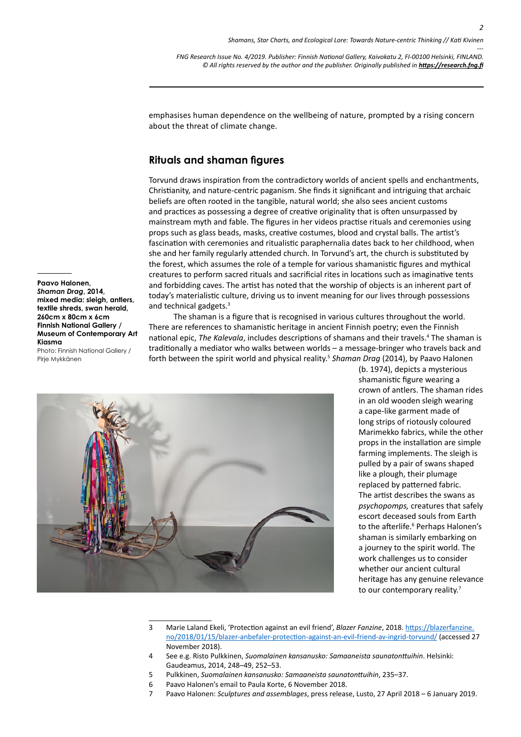emphasises human dependence on the wellbeing of nature, prompted by a rising concern about the threat of climate change.

## Rituals and shaman figures

Torvund draws inspiration from the contradictory worlds of ancient spells and enchantments, Christianity, and nature-centric paganism. She finds it significant and intriguing that archaic beliefs are often rooted in the tangible, natural world; she also sees ancient customs and practices as possessing a degree of creative originality that is often unsurpassed by mainstream myth and fable. The figures in her videos practise rituals and ceremonies using props such as glass beads, masks, creative costumes, blood and crystal balls. The artist's fascination with ceremonies and ritualistic paraphernalia dates back to her childhood, when she and her family regularly attended church. In Torvund's art, the church is substituted by the forest, which assumes the role of a temple for various shamanistic figures and mythical creatures to perform sacred rituals and sacrificial rites in locations such as imaginative tents and forbidding caves. The artist has noted that the worship of objects is an inherent part of today's materialistic culture, driving us to invent meaning for our lives through possessions and technical gadgets.[3]

The shaman is a figure that is recognised in various cultures throughout the world. There are references to shamanistic heritage in ancient Finnish poetry; even the Finnish national epic, *The Kalevala*, includes descriptions of shamans and their travels.[4] The shaman is traditionally a mediator who walks between worlds – a message-bringer who travels back and forth between the spirit world and physical reality.[5] *Shaman Drag* (2014), by Paavo Halonen (b. 1974), depicts a mysterious shamanistic figure wearing a crown of antlers. The shaman rides in an old wooden sleigh wearing a cape-like garment made of long strips of riotously coloured Marimekko fabrics, while the other props in the installation are simple farming implements. The sleigh is pulled by a pair of swans shaped like a plough, their plumage replaced by patterned fabric. The artist describes the swans as *psychopomps,* creatures that safely escort deceased souls from Earth to the afterlife.[6] Perhaps Halonen's shaman is similarly embarking on a journey to the spirit world. The work challenges us to consider whether our ancient cultural heritage has any genuine relevance to our contemporary reality.[7]

**Paavo Halonen, *Shaman Drag*, 2014, mixed media: sleigh, antlers, textile shreds, swan herald, 260cm x 80cm x 6cm Finnish National Gallery / Museum of Contemporary Art Kiasma**
Photo: Finnish National Gallery / Pirje Mykkänen

---

3 Marie Laland Ekeli, 'Protection against an evil friend', *Blazer Fanzine*, 2018. https://blazerfanzine.no/2018/01/15/blazer-anbefaler-protection-against-an-evil-friend-av-ingrid-torvund/ (accessed 27 November 2018).

4 See e.g. Risto Pulkkinen, *Suomalainen kansanusko: Samaaneista saunatonttuihin*. Helsinki: Gaudeamus, 2014, 248–49, 252–53.

5 Pulkkinen, *Suomalainen kansanusko: Samaaneista saunatonttuihin*, 235–37.

6 Paavo Halonen's email to Paula Korte, 6 November 2018.

7 Paavo Halonen: *Sculptures and assemblages*, press release, Lusto, 27 April 2018 – 6 January 2019.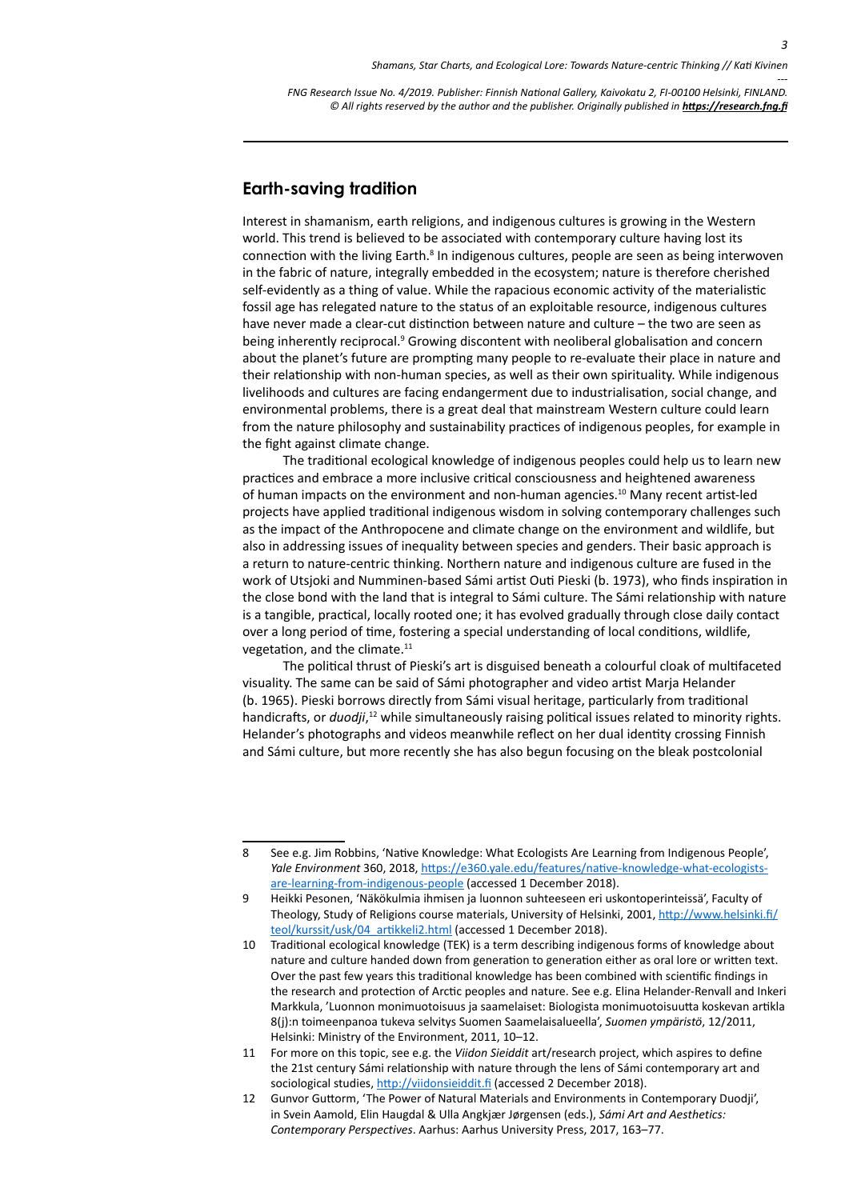## Earth-saving tradition

Interest in shamanism, earth religions, and indigenous cultures is growing in the Western world. This trend is believed to be associated with contemporary culture having lost its connection with the living Earth.[8] In indigenous cultures, people are seen as being interwoven in the fabric of nature, integrally embedded in the ecosystem; nature is therefore cherished self-evidently as a thing of value. While the rapacious economic activity of the materialistic fossil age has relegated nature to the status of an exploitable resource, indigenous cultures have never made a clear-cut distinction between nature and culture – the two are seen as being inherently reciprocal.[9] Growing discontent with neoliberal globalisation and concern about the planet's future are prompting many people to re-evaluate their place in nature and their relationship with non-human species, as well as their own spirituality. While indigenous livelihoods and cultures are facing endangerment due to industrialisation, social change, and environmental problems, there is a great deal that mainstream Western culture could learn from the nature philosophy and sustainability practices of indigenous peoples, for example in the fight against climate change.

The traditional ecological knowledge of indigenous peoples could help us to learn new practices and embrace a more inclusive critical consciousness and heightened awareness of human impacts on the environment and non-human agencies.[10] Many recent artist-led projects have applied traditional indigenous wisdom in solving contemporary challenges such as the impact of the Anthropocene and climate change on the environment and wildlife, but also in addressing issues of inequality between species and genders. Their basic approach is a return to nature-centric thinking. Northern nature and indigenous culture are fused in the work of Utsjoki and Numminen-based Sámi artist Outi Pieski (b. 1973), who finds inspiration in the close bond with the land that is integral to Sámi culture. The Sámi relationship with nature is a tangible, practical, locally rooted one; it has evolved gradually through close daily contact over a long period of time, fostering a special understanding of local conditions, wildlife, vegetation, and the climate.[11]

The political thrust of Pieski's art is disguised beneath a colourful cloak of multifaceted visuality. The same can be said of Sámi photographer and video artist Marja Helander (b. 1965). Pieski borrows directly from Sámi visual heritage, particularly from traditional handicrafts, or *duodji*,[12] while simultaneously raising political issues related to minority rights. Helander's photographs and videos meanwhile reflect on her dual identity crossing Finnish and Sámi culture, but more recently she has also begun focusing on the bleak postcolonial

---

8 See e.g. Jim Robbins, 'Native Knowledge: What Ecologists Are Learning from Indigenous People', *Yale Environment* 360, 2018, https://e360.yale.edu/features/native-knowledge-what-ecologists-are-learning-from-indigenous-people (accessed 1 December 2018).

9 Heikki Pesonen, 'Näkökulmia ihmisen ja luonnon suhteeseen eri uskontoperinteissä', Faculty of Theology, Study of Religions course materials, University of Helsinki, 2001, http://www.helsinki.fi/teol/kurssit/usk/04_artikkeli2.html (accessed 1 December 2018).

10 Traditional ecological knowledge (TEK) is a term describing indigenous forms of knowledge about nature and culture handed down from generation to generation either as oral lore or written text. Over the past few years this traditional knowledge has been combined with scientific findings in the research and protection of Arctic peoples and nature. See e.g. Elina Helander-Renvall and Inkeri Markkula, 'Luonnon monimuotoisuus ja saamelaiset: Biologista monimuotoisuutta koskevan artikla 8(j):n toimeenpanoa tukeva selvitys Suomen Saamelaisalueella', *Suomen ympäristö*, 12/2011, Helsinki: Ministry of the Environment, 2011, 10–12.

11 For more on this topic, see e.g. the *Viidon Sieiddit* art/research project, which aspires to define the 21st century Sámi relationship with nature through the lens of Sámi contemporary art and sociological studies, http://viidonsieiddit.fi (accessed 2 December 2018).

12 Gunvor Guttorm, 'The Power of Natural Materials and Environments in Contemporary Duodji', in Svein Aamold, Elin Haugdal & Ulla Angkjær Jørgensen (eds.), *Sámi Art and Aesthetics: Contemporary Perspectives*. Aarhus: Aarhus University Press, 2017, 163–77.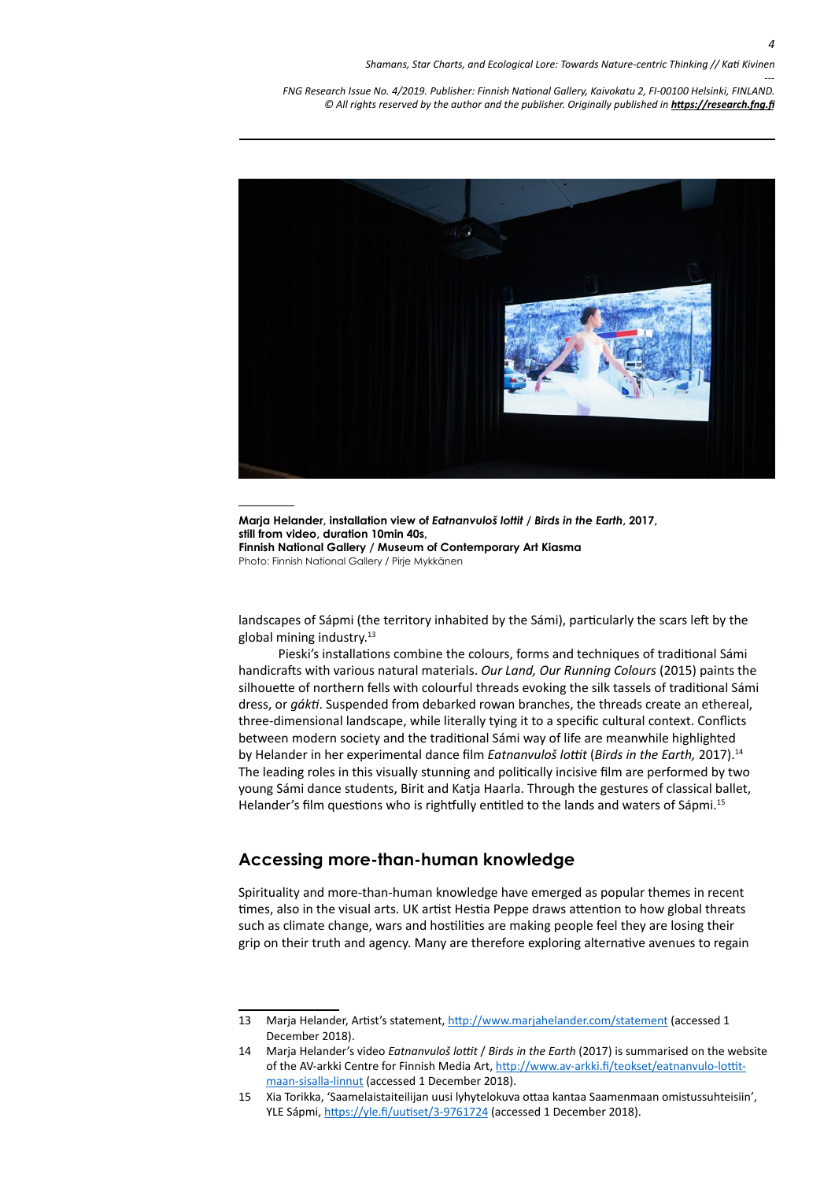**Marja Helander, installation view of *Eatnanvuloš lottit* / *Birds in the Earth*, 2017,**
**still from video, duration 10min 40s,**
**Finnish National Gallery / Museum of Contemporary Art Kiasma**
Photo: Finnish National Gallery / Pirje Mykkänen

landscapes of Sápmi (the territory inhabited by the Sámi), particularly the scars left by the global mining industry.[13]

Pieski's installations combine the colours, forms and techniques of traditional Sámi handicrafts with various natural materials. *Our Land, Our Running Colours* (2015) paints the silhouette of northern fells with colourful threads evoking the silk tassels of traditional Sámi dress, or *gákti*. Suspended from debarked rowan branches, the threads create an ethereal, three-dimensional landscape, while literally tying it to a specific cultural context. Conflicts between modern society and the traditional Sámi way of life are meanwhile highlighted by Helander in her experimental dance film *Eatnanvuloš lottit* (*Birds in the Earth,* 2017).[14] The leading roles in this visually stunning and politically incisive film are performed by two young Sámi dance students, Birit and Katja Haarla. Through the gestures of classical ballet, Helander's film questions who is rightfully entitled to the lands and waters of Sápmi.[15]

## Accessing more-than-human knowledge

Spirituality and more-than-human knowledge have emerged as popular themes in recent times, also in the visual arts. UK artist Hestia Peppe draws attention to how global threats such as climate change, wars and hostilities are making people feel they are losing their grip on their truth and agency. Many are therefore exploring alternative avenues to regain

---

13 Marja Helander, Artist's statement, http://www.marjahelander.com/statement (accessed 1 December 2018).

14 Marja Helander's video *Eatnanvuloš lottit* / *Birds in the Earth* (2017) is summarised on the website of the AV-arkki Centre for Finnish Media Art, http://www.av-arkki.fi/teokset/eatnanvulo-lottit-maan-sisalla-linnut (accessed 1 December 2018).

15 Xia Torikka, 'Saamelaistaiteilijan uusi lyhytelokuva ottaa kantaa Saamenmaan omistussuhteisiin', YLE Sápmi, https://yle.fi/uutiset/3-9761724 (accessed 1 December 2018).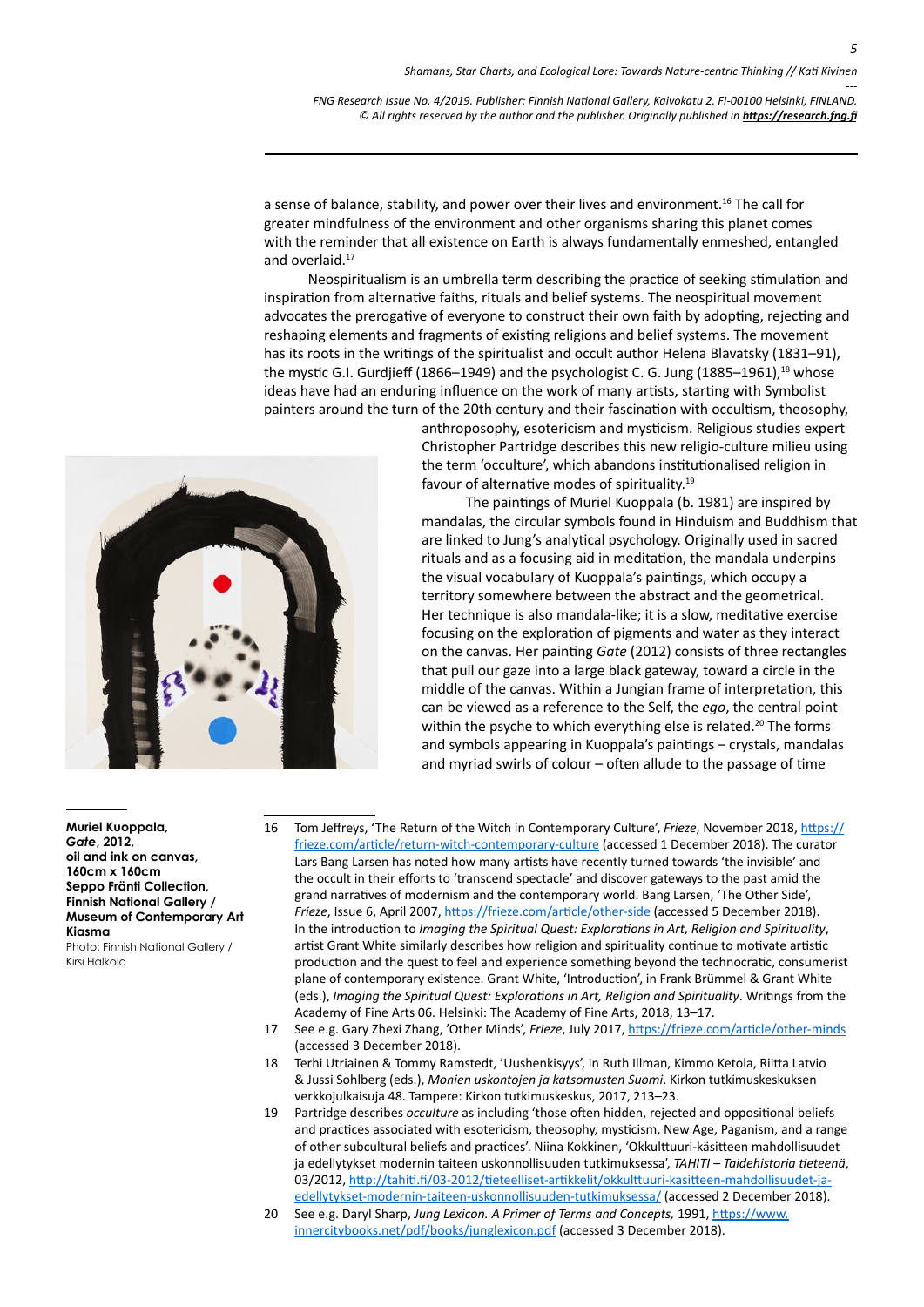a sense of balance, stability, and power over their lives and environment.[16] The call for greater mindfulness of the environment and other organisms sharing this planet comes with the reminder that all existence on Earth is always fundamentally enmeshed, entangled and overlaid.[17]

Neospiritualism is an umbrella term describing the practice of seeking stimulation and inspiration from alternative faiths, rituals and belief systems. The neospiritual movement advocates the prerogative of everyone to construct their own faith by adopting, rejecting and reshaping elements and fragments of existing religions and belief systems. The movement has its roots in the writings of the spiritualist and occult author Helena Blavatsky (1831–91), the mystic G.I. Gurdjieff (1866–1949) and the psychologist C. G. Jung (1885–1961),[18] whose ideas have had an enduring influence on the work of many artists, starting with Symbolist painters around the turn of the 20th century and their fascination with occultism, theosophy, anthroposophy, esotericism and mysticism. Religious studies expert Christopher Partridge describes this new religio-culture milieu using the term 'occulture', which abandons institutionalised religion in favour of alternative modes of spirituality.[19]

The paintings of Muriel Kuoppala (b. 1981) are inspired by mandalas, the circular symbols found in Hinduism and Buddhism that are linked to Jung's analytical psychology. Originally used in sacred rituals and as a focusing aid in meditation, the mandala underpins the visual vocabulary of Kuoppala's paintings, which occupy a territory somewhere between the abstract and the geometrical. Her technique is also mandala-like; it is a slow, meditative exercise focusing on the exploration of pigments and water as they interact on the canvas. Her painting *Gate* (2012) consists of three rectangles that pull our gaze into a large black gateway, toward a circle in the middle of the canvas. Within a Jungian frame of interpretation, this can be viewed as a reference to the Self, the *ego*, the central point within the psyche to which everything else is related.[20] The forms and symbols appearing in Kuoppala's paintings – crystals, mandalas and myriad swirls of colour – often allude to the passage of time

**Muriel Kuoppala, *Gate*, 2012, oil and ink on canvas, 160cm x 160cm Seppo Fränti Collection, Finnish National Gallery / Museum of Contemporary Art Kiasma**
Photo: Finnish National Gallery / Kirsi Halkola

---

16 Tom Jeffreys, 'The Return of the Witch in Contemporary Culture', *Frieze*, November 2018, https://frieze.com/article/return-witch-contemporary-culture (accessed 1 December 2018). The curator Lars Bang Larsen has noted how many artists have recently turned towards 'the invisible' and the occult in their efforts to 'transcend spectacle' and discover gateways to the past amid the grand narratives of modernism and the contemporary world. Bang Larsen, 'The Other Side', *Frieze*, Issue 6, April 2007, https://frieze.com/article/other-side (accessed 5 December 2018). In the introduction to *Imaging the Spiritual Quest: Explorations in Art, Religion and Spirituality*, artist Grant White similarly describes how religion and spirituality continue to motivate artistic production and the quest to feel and experience something beyond the technocratic, consumerist plane of contemporary existence. Grant White, 'Introduction', in Frank Brümmel & Grant White (eds.), *Imaging the Spiritual Quest: Explorations in Art, Religion and Spirituality*. Writings from the Academy of Fine Arts 06. Helsinki: The Academy of Fine Arts, 2018, 13–17.

17 See e.g. Gary Zhexi Zhang, 'Other Minds', *Frieze*, July 2017, https://frieze.com/article/other-minds (accessed 3 December 2018).

18 Terhi Utriainen & Tommy Ramstedt, 'Uushenkisyys', in Ruth Illman, Kimmo Ketola, Riitta Latvio & Jussi Sohlberg (eds.), *Monien uskontojen ja katsomusten Suomi*. Kirkon tutkimuskeskuksen verkkojulkaisuja 48. Tampere: Kirkon tutkimuskeskus, 2017, 213–23.

19 Partridge describes *occulture* as including 'those often hidden, rejected and oppositional beliefs and practices associated with esotericism, theosophy, mysticism, New Age, Paganism, and a range of other subcultural beliefs and practices'. Niina Kokkinen, 'Okkulttuuri-käsitteen mahdollisuudet ja edellytykset modernin taiteen uskonnollisuuden tutkimuksessa', *TAHITI – Taidehistoria tieteenä*, 03/2012, http://tahiti.fi/03-2012/tieteelliset-artikkelit/okkulttuuri-kasitteen-mahdollisuudet-ja-edellytykset-modernin-taiteen-uskonnollisuuden-tutkimuksessa/ (accessed 2 December 2018).

20 See e.g. Daryl Sharp, *Jung Lexicon. A Primer of Terms and Concepts,* 1991, https://www.innercitybooks.net/pdf/books/junglexicon.pdf (accessed 3 December 2018).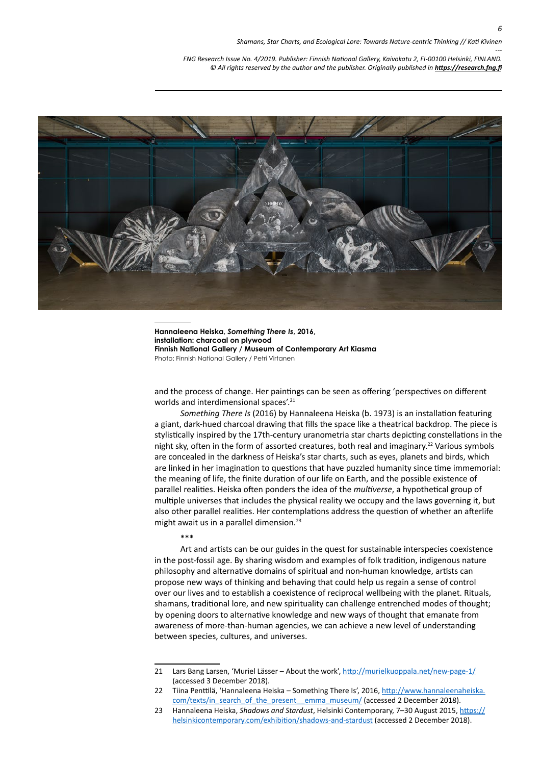**Hannaleena Heiska, *Something There Is*, 2016,**
**installation: charcoal on plywood**
**Finnish National Gallery / Museum of Contemporary Art Kiasma**
Photo: Finnish National Gallery / Petri Virtanen

and the process of change. Her paintings can be seen as offering 'perspectives on different worlds and interdimensional spaces'.[21]

*Something There Is* (2016) by Hannaleena Heiska (b. 1973) is an installation featuring a giant, dark-hued charcoal drawing that fills the space like a theatrical backdrop. The piece is stylistically inspired by the 17th-century uranometria star charts depicting constellations in the night sky, often in the form of assorted creatures, both real and imaginary.[22] Various symbols are concealed in the darkness of Heiska's star charts, such as eyes, planets and birds, which are linked in her imagination to questions that have puzzled humanity since time immemorial: the meaning of life, the finite duration of our life on Earth, and the possible existence of parallel realities. Heiska often ponders the idea of the *multiverse*, a hypothetical group of multiple universes that includes the physical reality we occupy and the laws governing it, but also other parallel realities. Her contemplations address the question of whether an afterlife might await us in a parallel dimension.[23]

***

Art and artists can be our guides in the quest for sustainable interspecies coexistence in the post-fossil age. By sharing wisdom and examples of folk tradition, indigenous nature philosophy and alternative domains of spiritual and non-human knowledge, artists can propose new ways of thinking and behaving that could help us regain a sense of control over our lives and to establish a coexistence of reciprocal wellbeing with the planet. Rituals, shamans, traditional lore, and new spirituality can challenge entrenched modes of thought; by opening doors to alternative knowledge and new ways of thought that emanate from awareness of more-than-human agencies, we can achieve a new level of understanding between species, cultures, and universes.

---

21 Lars Bang Larsen, 'Muriel Lässer – About the work', http://murielkuoppala.net/new-page-1/ (accessed 3 December 2018).

22 Tiina Penttilä, 'Hannaleena Heiska – Something There Is', 2016, http://www.hannaleenaheiska.com/texts/in_search_of_the_present__emma_museum/ (accessed 2 December 2018).

23 Hannaleena Heiska, *Shadows and Stardust*, Helsinki Contemporary, 7–30 August 2015, https://helsinkicontemporary.com/exhibition/shadows-and-stardust (accessed 2 December 2018).